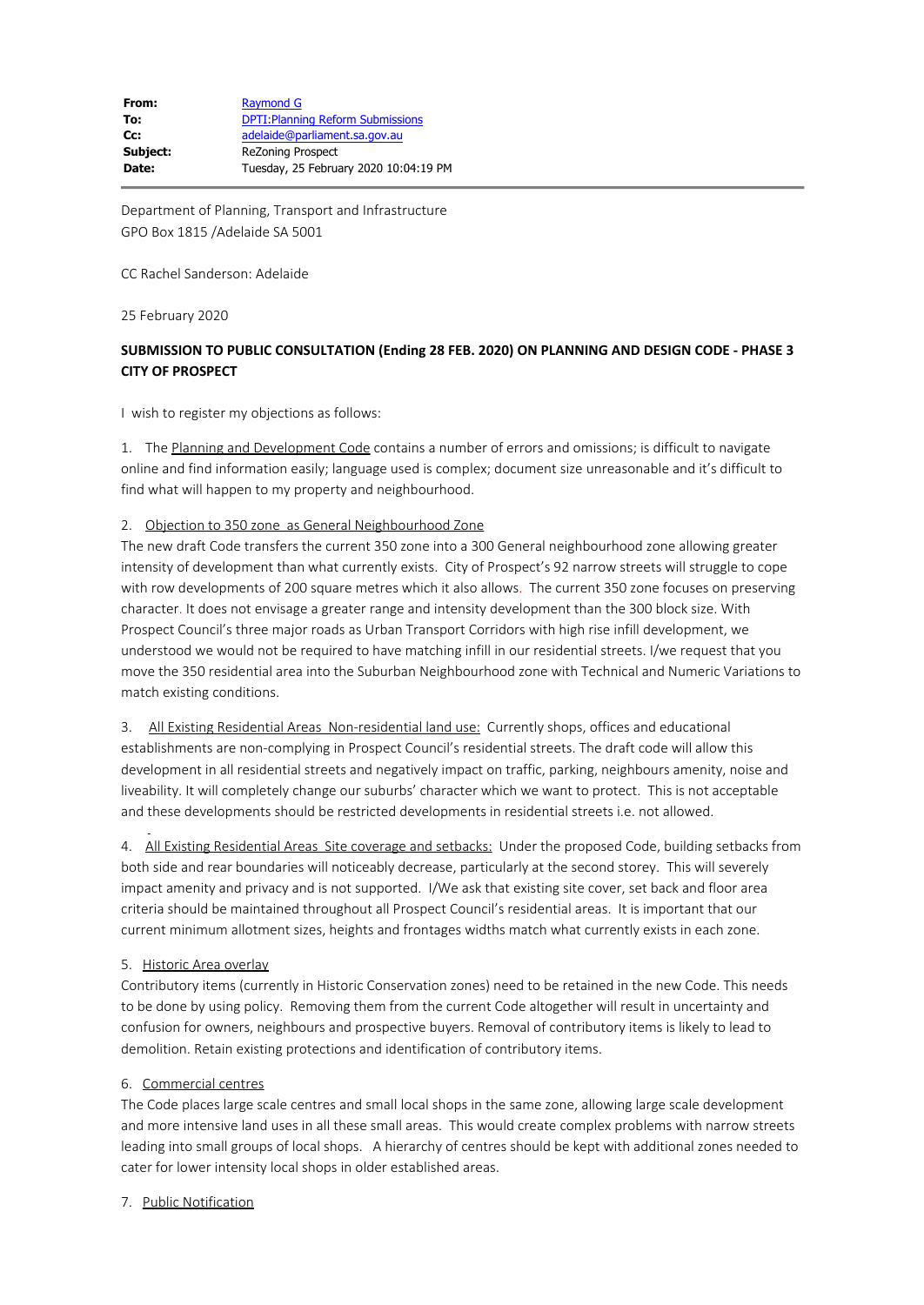| | |
|---|---|
| **From:** | Raymond G |
| **To:** | DPTI:Planning Reform Submissions |
| **Cc:** | adelaide@parliament.sa.gov.au |
| **Subject:** | ReZoning Prospect |
| **Date:** | Tuesday, 25 February 2020 10:04:19 PM |

---

Department of Planning, Transport and Infrastructure
GPO Box 1815 /Adelaide SA 5001

CC Rachel Sanderson: Adelaide

25 February 2020

**SUBMISSION TO PUBLIC CONSULTATION (Ending 28 FEB. 2020) ON PLANNING AND DESIGN CODE - PHASE 3 CITY OF PROSPECT**

I wish to register my objections as follows:

1. The Planning and Development Code contains a number of errors and omissions; is difficult to navigate online and find information easily; language used is complex; document size unreasonable and it's difficult to find what will happen to my property and neighbourhood.

2. Objection to 350 zone as General Neighbourhood Zone
The new draft Code transfers the current 350 zone into a 300 General neighbourhood zone allowing greater intensity of development than what currently exists. City of Prospect's 92 narrow streets will struggle to cope with row developments of 200 square metres which it also allows. The current 350 zone focuses on preserving character. It does not envisage a greater range and intensity development than the 300 block size. With Prospect Council's three major roads as Urban Transport Corridors with high rise infill development, we understood we would not be required to have matching infill in our residential streets. I/we request that you move the 350 residential area into the Suburban Neighbourhood zone with Technical and Numeric Variations to match existing conditions.

3. All Existing Residential Areas Non-residential land use: Currently shops, offices and educational establishments are non-complying in Prospect Council's residential streets. The draft code will allow this development in all residential streets and negatively impact on traffic, parking, neighbours amenity, noise and liveability. It will completely change our suburbs' character which we want to protect. This is not acceptable and these developments should be restricted developments in residential streets i.e. not allowed.

4. All Existing Residential Areas Site coverage and setbacks: Under the proposed Code, building setbacks from both side and rear boundaries will noticeably decrease, particularly at the second storey. This will severely impact amenity and privacy and is not supported. I/We ask that existing site cover, set back and floor area criteria should be maintained throughout all Prospect Council's residential areas. It is important that our current minimum allotment sizes, heights and frontages widths match what currently exists in each zone.

5. Historic Area overlay
Contributory items (currently in Historic Conservation zones) need to be retained in the new Code. This needs to be done by using policy. Removing them from the current Code altogether will result in uncertainty and confusion for owners, neighbours and prospective buyers. Removal of contributory items is likely to lead to demolition. Retain existing protections and identification of contributory items.

6. Commercial centres
The Code places large scale centres and small local shops in the same zone, allowing large scale development and more intensive land uses in all these small areas. This would create complex problems with narrow streets leading into small groups of local shops. A hierarchy of centres should be kept with additional zones needed to cater for lower intensity local shops in older established areas.

7. Public Notification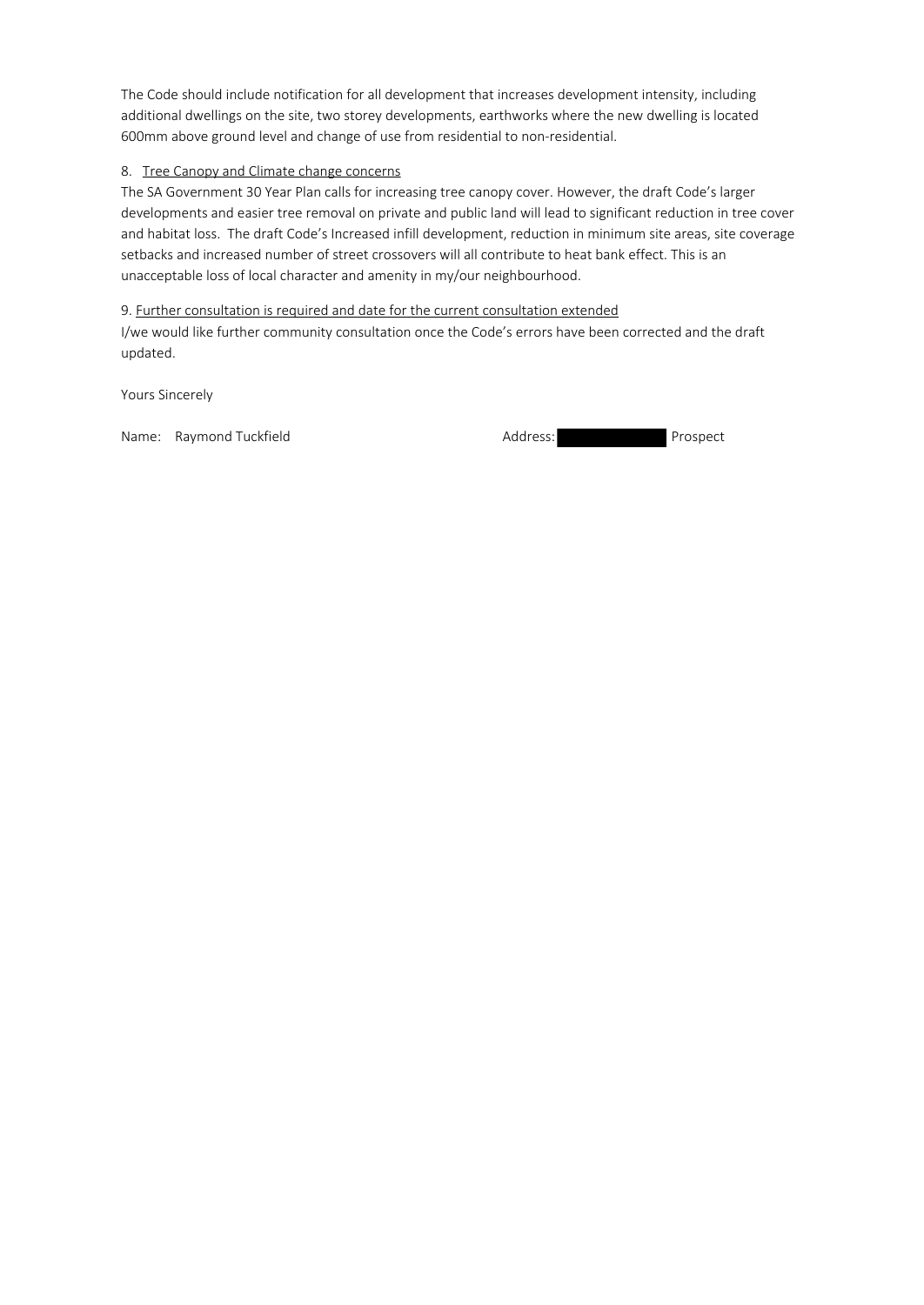The Code should include notification for all development that increases development intensity, including additional dwellings on the site, two storey developments, earthworks where the new dwelling is located 600mm above ground level and change of use from residential to non-residential.

8. Tree Canopy and Climate change concerns

The SA Government 30 Year Plan calls for increasing tree canopy cover. However, the draft Code's larger developments and easier tree removal on private and public land will lead to significant reduction in tree cover and habitat loss. The draft Code's Increased infill development, reduction in minimum site areas, site coverage setbacks and increased number of street crossovers will all contribute to heat bank effect. This is an unacceptable loss of local character and amenity in my/our neighbourhood.

9. Further consultation is required and date for the current consultation extended

I/we would like further community consultation once the Code's errors have been corrected and the draft updated.

Yours Sincerely

Name: Raymond Tuckfield

Address: [REDACTED] Prospect